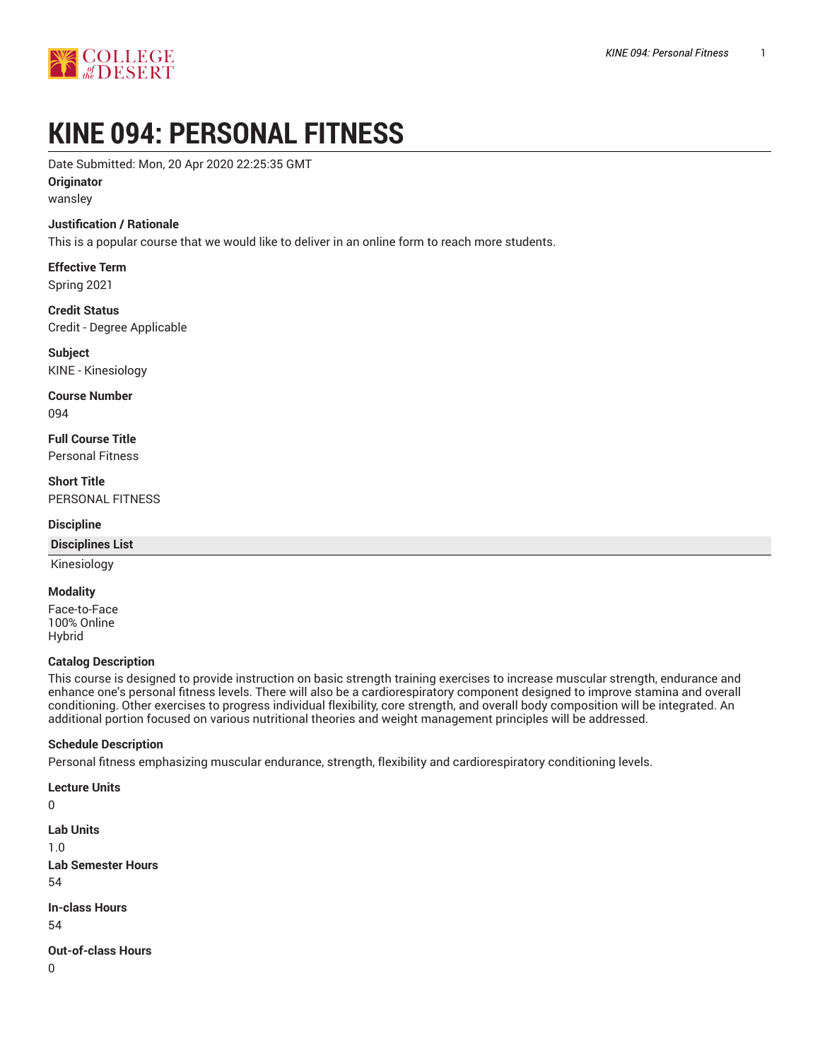# KINE 094: PERSONAL FITNESS

Date Submitted: Mon, 20 Apr 2020 22:25:35 GMT

**Originator**

wansley

**Justification / Rationale**

This is a popular course that we would like to deliver in an online form to reach more students.

**Effective Term**

Spring 2021

**Credit Status**

Credit - Degree Applicable

**Subject**

KINE - Kinesiology

**Course Number**

094

**Full Course Title**

Personal Fitness

**Short Title**

PERSONAL FITNESS

**Discipline**

| Disciplines List |
|---|
| Kinesiology |

**Modality**

Face-to-Face
100% Online
Hybrid

**Catalog Description**

This course is designed to provide instruction on basic strength training exercises to increase muscular strength, endurance and enhance one's personal fitness levels. There will also be a cardiorespiratory component designed to improve stamina and overall conditioning. Other exercises to progress individual flexibility, core strength, and overall body composition will be integrated. An additional portion focused on various nutritional theories and weight management principles will be addressed.

**Schedule Description**

Personal fitness emphasizing muscular endurance, strength, flexibility and cardiorespiratory conditioning levels.

**Lecture Units**

0

**Lab Units**

1.0

**Lab Semester Hours**

54

**In-class Hours**

54

**Out-of-class Hours**

0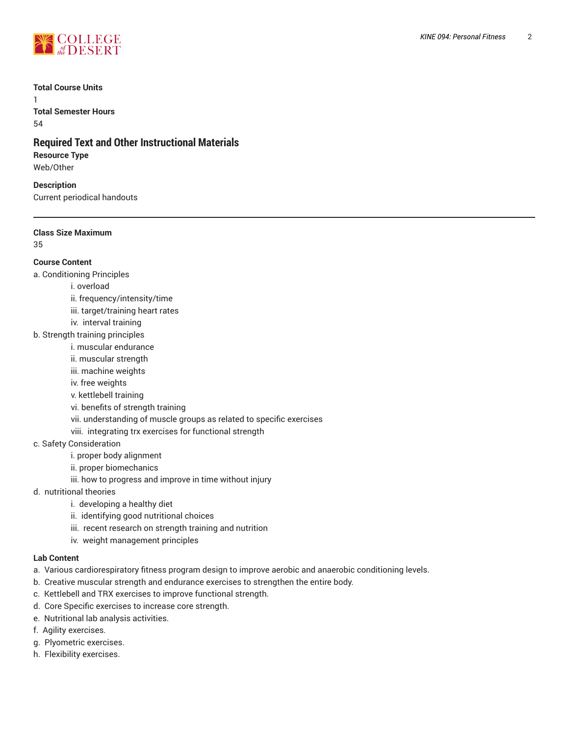**Total Course Units**

1

**Total Semester Hours**

54

## Required Text and Other Instructional Materials

**Resource Type**

Web/Other

**Description**

Current periodical handouts

---

**Class Size Maximum**

35

**Course Content**

a. Conditioning Principles
   - i. overload
   - ii. frequency/intensity/time
   - iii. target/training heart rates
   - iv. interval training

b. Strength training principles
   - i. muscular endurance
   - ii. muscular strength
   - iii. machine weights
   - iv. free weights
   - v. kettlebell training
   - vi. benefits of strength training
   - vii. understanding of muscle groups as related to specific exercises
   - viii. integrating trx exercises for functional strength

c. Safety Consideration
   - i. proper body alignment
   - ii. proper biomechanics
   - iii. how to progress and improve in time without injury

d. nutritional theories
   - i. developing a healthy diet
   - ii. identifying good nutritional choices
   - iii. recent research on strength training and nutrition
   - iv. weight management principles

**Lab Content**

a. Various cardiorespiratory fitness program design to improve aerobic and anaerobic conditioning levels.

b. Creative muscular strength and endurance exercises to strengthen the entire body.

c. Kettlebell and TRX exercises to improve functional strength.

d. Core Specific exercises to increase core strength.

e. Nutritional lab analysis activities.

f. Agility exercises.

g. Plyometric exercises.

h. Flexibility exercises.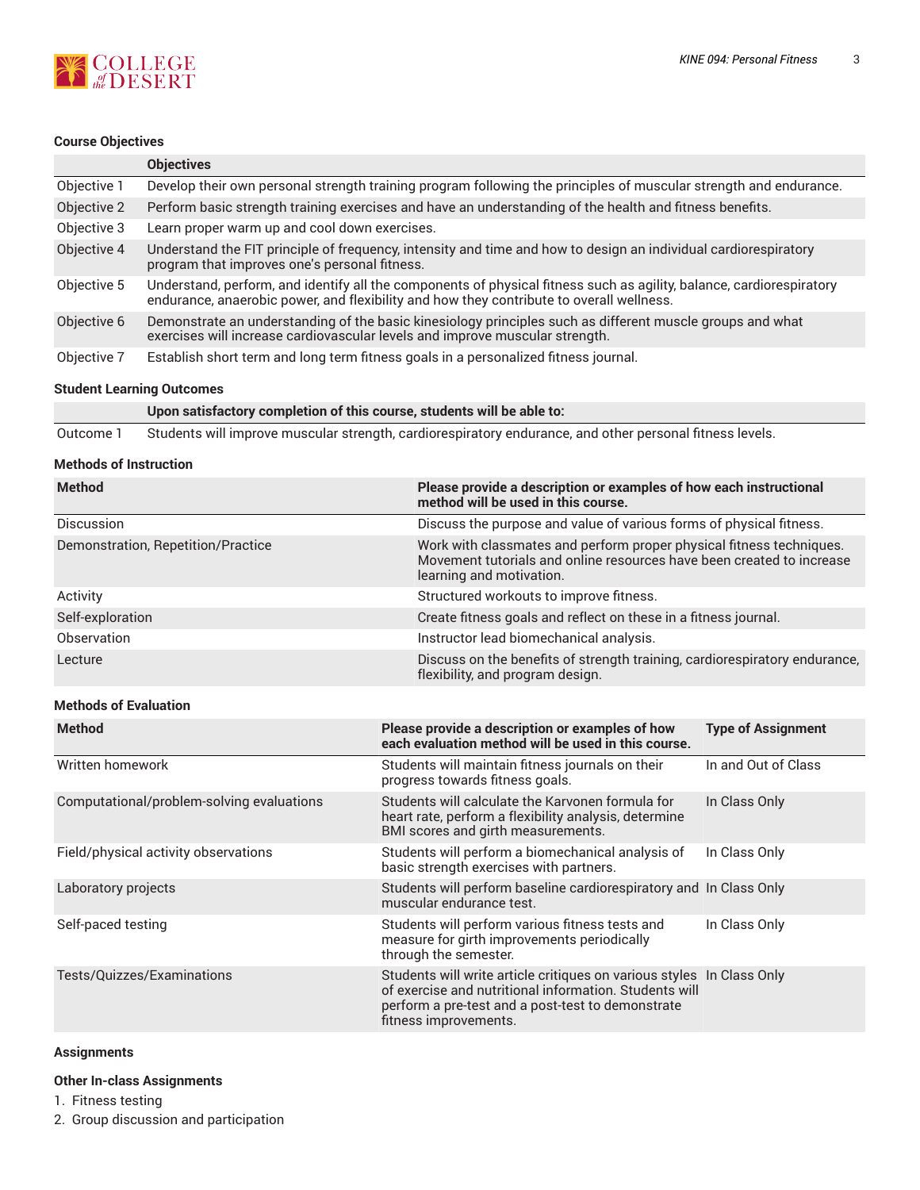#### Course Objectives

| | Objectives |
|---|---|
| Objective 1 | Develop their own personal strength training program following the principles of muscular strength and endurance. |
| Objective 2 | Perform basic strength training exercises and have an understanding of the health and fitness benefits. |
| Objective 3 | Learn proper warm up and cool down exercises. |
| Objective 4 | Understand the FIT principle of frequency, intensity and time and how to design an individual cardiorespiratory program that improves one's personal fitness. |
| Objective 5 | Understand, perform, and identify all the components of physical fitness such as agility, balance, cardiorespiratory endurance, anaerobic power, and flexibility and how they contribute to overall wellness. |
| Objective 6 | Demonstrate an understanding of the basic kinesiology principles such as different muscle groups and what exercises will increase cardiovascular levels and improve muscular strength. |
| Objective 7 | Establish short term and long term fitness goals in a personalized fitness journal. |

#### Student Learning Outcomes

| | Upon satisfactory completion of this course, students will be able to: |
|---|---|
| Outcome 1 | Students will improve muscular strength, cardiorespiratory endurance, and other personal fitness levels. |

#### Methods of Instruction

| Method | Please provide a description or examples of how each instructional method will be used in this course. |
|---|---|
| Discussion | Discuss the purpose and value of various forms of physical fitness. |
| Demonstration, Repetition/Practice | Work with classmates and perform proper physical fitness techniques. Movement tutorials and online resources have been created to increase learning and motivation. |
| Activity | Structured workouts to improve fitness. |
| Self-exploration | Create fitness goals and reflect on these in a fitness journal. |
| Observation | Instructor lead biomechanical analysis. |
| Lecture | Discuss on the benefits of strength training, cardiorespiratory endurance, flexibility, and program design. |

#### Methods of Evaluation

| Method | Please provide a description or examples of how each evaluation method will be used in this course. | Type of Assignment |
|---|---|---|
| Written homework | Students will maintain fitness journals on their progress towards fitness goals. | In and Out of Class |
| Computational/problem-solving evaluations | Students will calculate the Karvonen formula for heart rate, perform a flexibility analysis, determine BMI scores and girth measurements. | In Class Only |
| Field/physical activity observations | Students will perform a biomechanical analysis of basic strength exercises with partners. | In Class Only |
| Laboratory projects | Students will perform baseline cardiorespiratory and muscular endurance test. | In Class Only |
| Self-paced testing | Students will perform various fitness tests and measure for girth improvements periodically through the semester. | In Class Only |
| Tests/Quizzes/Examinations | Students will write article critiques on various styles of exercise and nutritional information. Students will perform a pre-test and a post-test to demonstrate fitness improvements. | In Class Only |

#### Assignments

#### Other In-class Assignments

1. Fitness testing
2. Group discussion and participation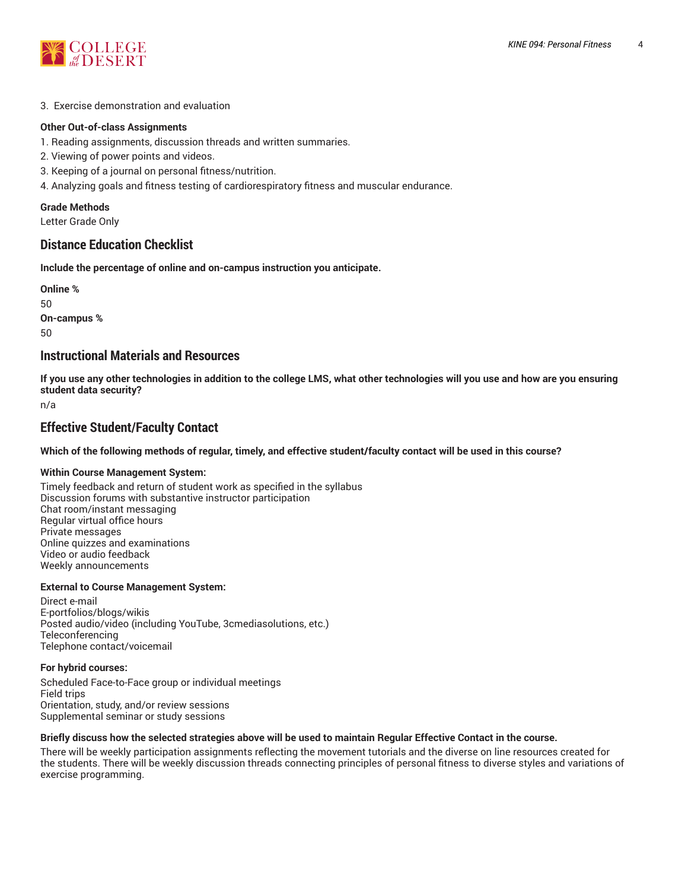3. Exercise demonstration and evaluation

**Other Out-of-class Assignments**

1. Reading assignments, discussion threads and written summaries.
2. Viewing of power points and videos.
3. Keeping of a journal on personal fitness/nutrition.
4. Analyzing goals and fitness testing of cardiorespiratory fitness and muscular endurance.

**Grade Methods**

Letter Grade Only

## Distance Education Checklist

**Include the percentage of online and on-campus instruction you anticipate.**

**Online %**

50

**On-campus %**

50

## Instructional Materials and Resources

**If you use any other technologies in addition to the college LMS, what other technologies will you use and how are you ensuring student data security?**

n/a

## Effective Student/Faculty Contact

**Which of the following methods of regular, timely, and effective student/faculty contact will be used in this course?**

**Within Course Management System:**

Timely feedback and return of student work as specified in the syllabus
Discussion forums with substantive instructor participation
Chat room/instant messaging
Regular virtual office hours
Private messages
Online quizzes and examinations
Video or audio feedback
Weekly announcements

**External to Course Management System:**

Direct e-mail
E-portfolios/blogs/wikis
Posted audio/video (including YouTube, 3cmediasolutions, etc.)
Teleconferencing
Telephone contact/voicemail

**For hybrid courses:**

Scheduled Face-to-Face group or individual meetings
Field trips
Orientation, study, and/or review sessions
Supplemental seminar or study sessions

**Briefly discuss how the selected strategies above will be used to maintain Regular Effective Contact in the course.**

There will be weekly participation assignments reflecting the movement tutorials and the diverse on line resources created for the students. There will be weekly discussion threads connecting principles of personal fitness to diverse styles and variations of exercise programming.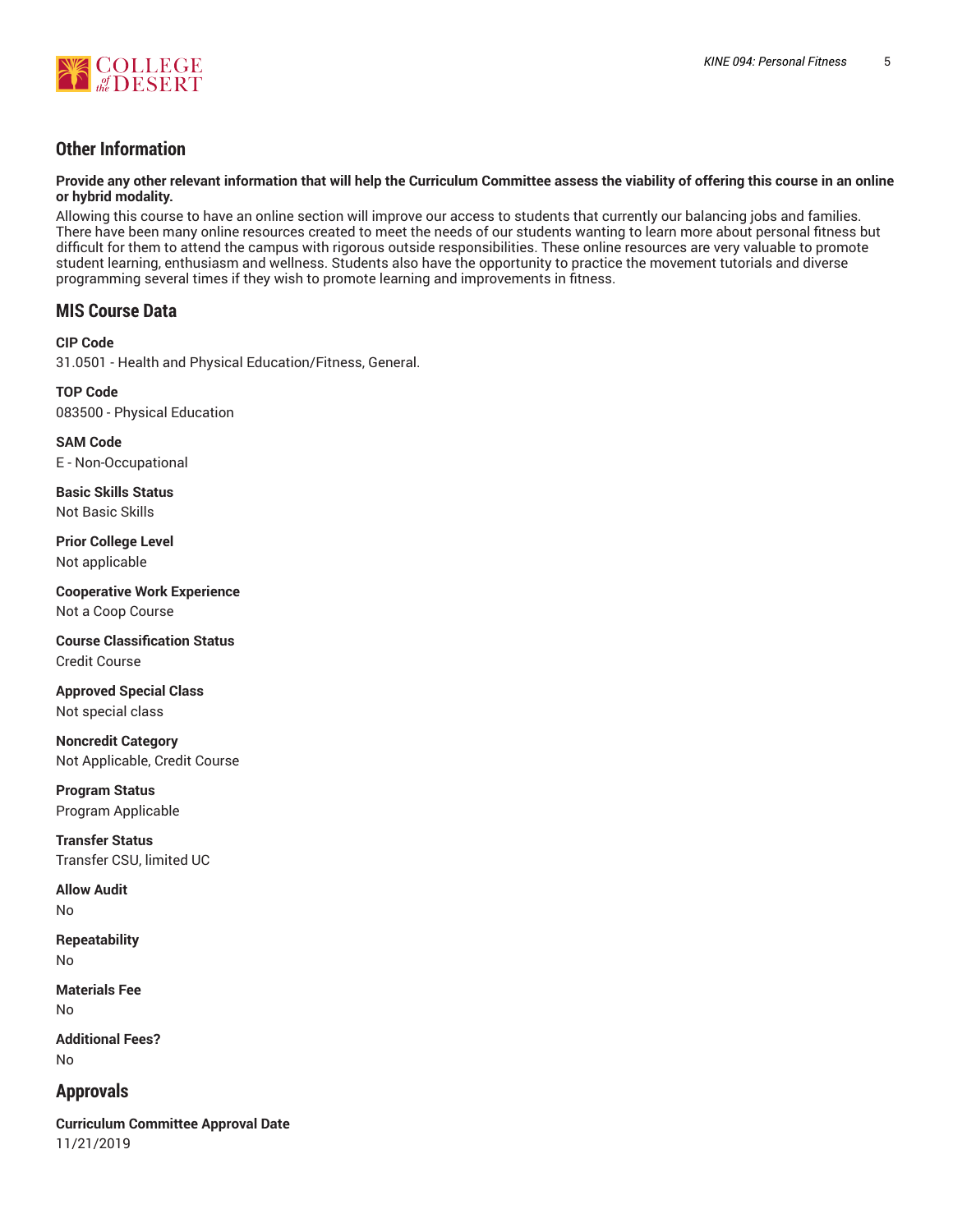## Other Information

**Provide any other relevant information that will help the Curriculum Committee assess the viability of offering this course in an online or hybrid modality.**

Allowing this course to have an online section will improve our access to students that currently our balancing jobs and families. There have been many online resources created to meet the needs of our students wanting to learn more about personal fitness but difficult for them to attend the campus with rigorous outside responsibilities. These online resources are very valuable to promote student learning, enthusiasm and wellness. Students also have the opportunity to practice the movement tutorials and diverse programming several times if they wish to promote learning and improvements in fitness.

## MIS Course Data

**CIP Code**
31.0501 - Health and Physical Education/Fitness, General.

**TOP Code**
083500 - Physical Education

**SAM Code**
E - Non-Occupational

**Basic Skills Status**
Not Basic Skills

**Prior College Level**
Not applicable

**Cooperative Work Experience**
Not a Coop Course

**Course Classification Status**
Credit Course

**Approved Special Class**
Not special class

**Noncredit Category**
Not Applicable, Credit Course

**Program Status**
Program Applicable

**Transfer Status**
Transfer CSU, limited UC

**Allow Audit**
No

**Repeatability**
No

**Materials Fee**
No

**Additional Fees?**
No

## Approvals

**Curriculum Committee Approval Date**
11/21/2019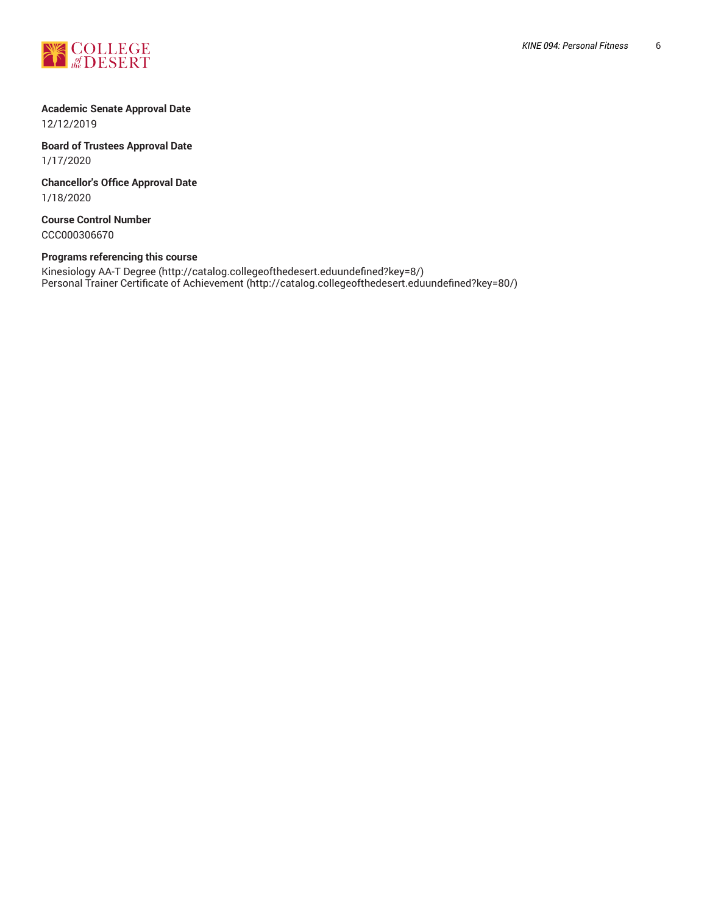**Academic Senate Approval Date**
12/12/2019

**Board of Trustees Approval Date**
1/17/2020

**Chancellor's Office Approval Date**
1/18/2020

**Course Control Number**
CCC000306670

**Programs referencing this course**
Kinesiology AA-T Degree (http://catalog.collegeofthedesert.eduundefined?key=8/)
Personal Trainer Certificate of Achievement (http://catalog.collegeofthedesert.eduundefined?key=80/)